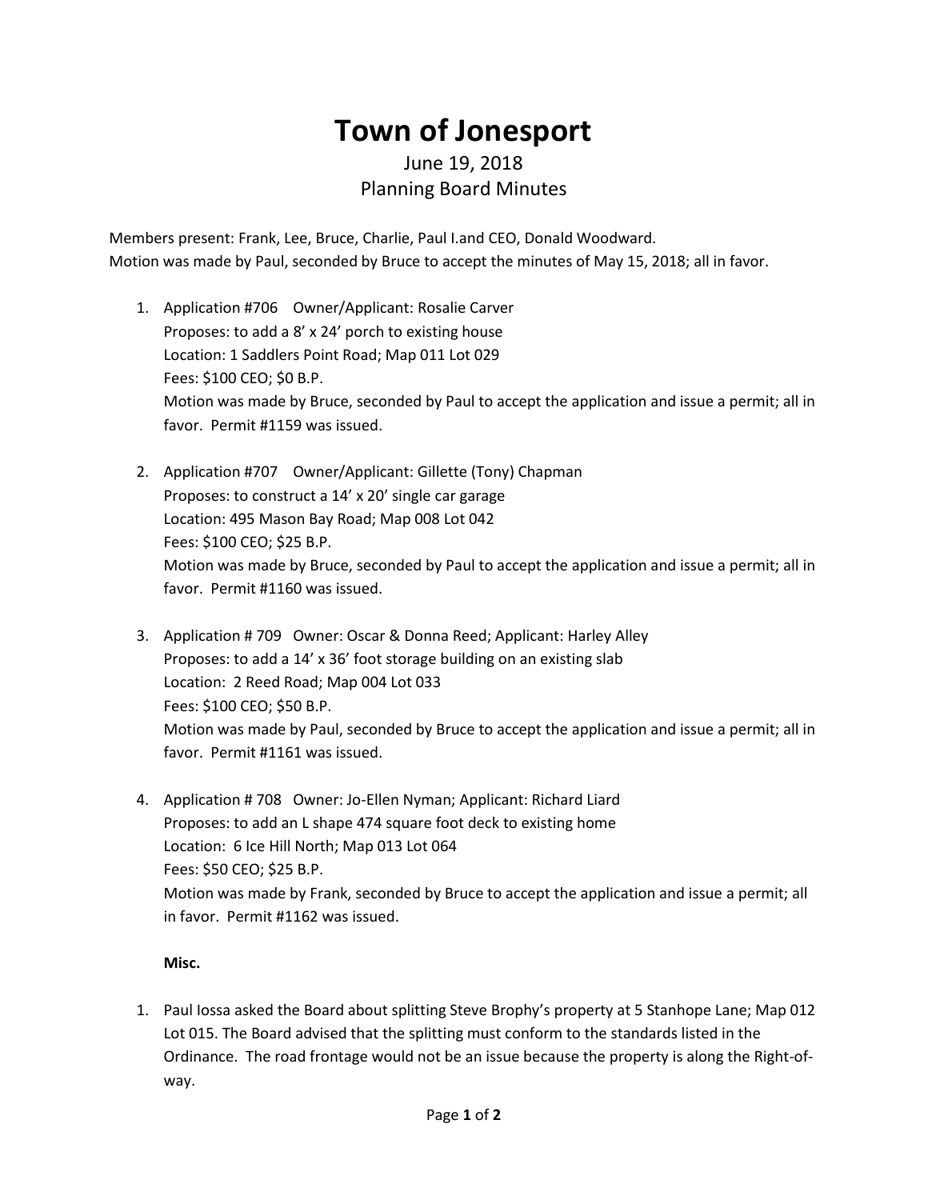# Town of Jonesport

June 19, 2018
Planning Board Minutes

Members present: Frank, Lee, Bruce, Charlie, Paul I.and CEO, Donald Woodward.
Motion was made by Paul, seconded by Bruce to accept the minutes of May 15, 2018; all in favor.

1. Application #706 Owner/Applicant: Rosalie Carver
   Proposes: to add a 8' x 24' porch to existing house
   Location: 1 Saddlers Point Road; Map 011 Lot 029
   Fees: $100 CEO; $0 B.P.
   Motion was made by Bruce, seconded by Paul to accept the application and issue a permit; all in favor. Permit #1159 was issued.

2. Application #707 Owner/Applicant: Gillette (Tony) Chapman
   Proposes: to construct a 14' x 20' single car garage
   Location: 495 Mason Bay Road; Map 008 Lot 042
   Fees: $100 CEO; $25 B.P.
   Motion was made by Bruce, seconded by Paul to accept the application and issue a permit; all in favor. Permit #1160 was issued.

3. Application # 709 Owner: Oscar & Donna Reed; Applicant: Harley Alley
   Proposes: to add a 14' x 36' foot storage building on an existing slab
   Location: 2 Reed Road; Map 004 Lot 033
   Fees: $100 CEO; $50 B.P.
   Motion was made by Paul, seconded by Bruce to accept the application and issue a permit; all in favor. Permit #1161 was issued.

4. Application # 708 Owner: Jo-Ellen Nyman; Applicant: Richard Liard
   Proposes: to add an L shape 474 square foot deck to existing home
   Location: 6 Ice Hill North; Map 013 Lot 064
   Fees: $50 CEO; $25 B.P.
   Motion was made by Frank, seconded by Bruce to accept the application and issue a permit; all in favor. Permit #1162 was issued.

**Misc.**

1. Paul Iossa asked the Board about splitting Steve Brophy's property at 5 Stanhope Lane; Map 012 Lot 015. The Board advised that the splitting must conform to the standards listed in the Ordinance. The road frontage would not be an issue because the property is along the Right-of-way.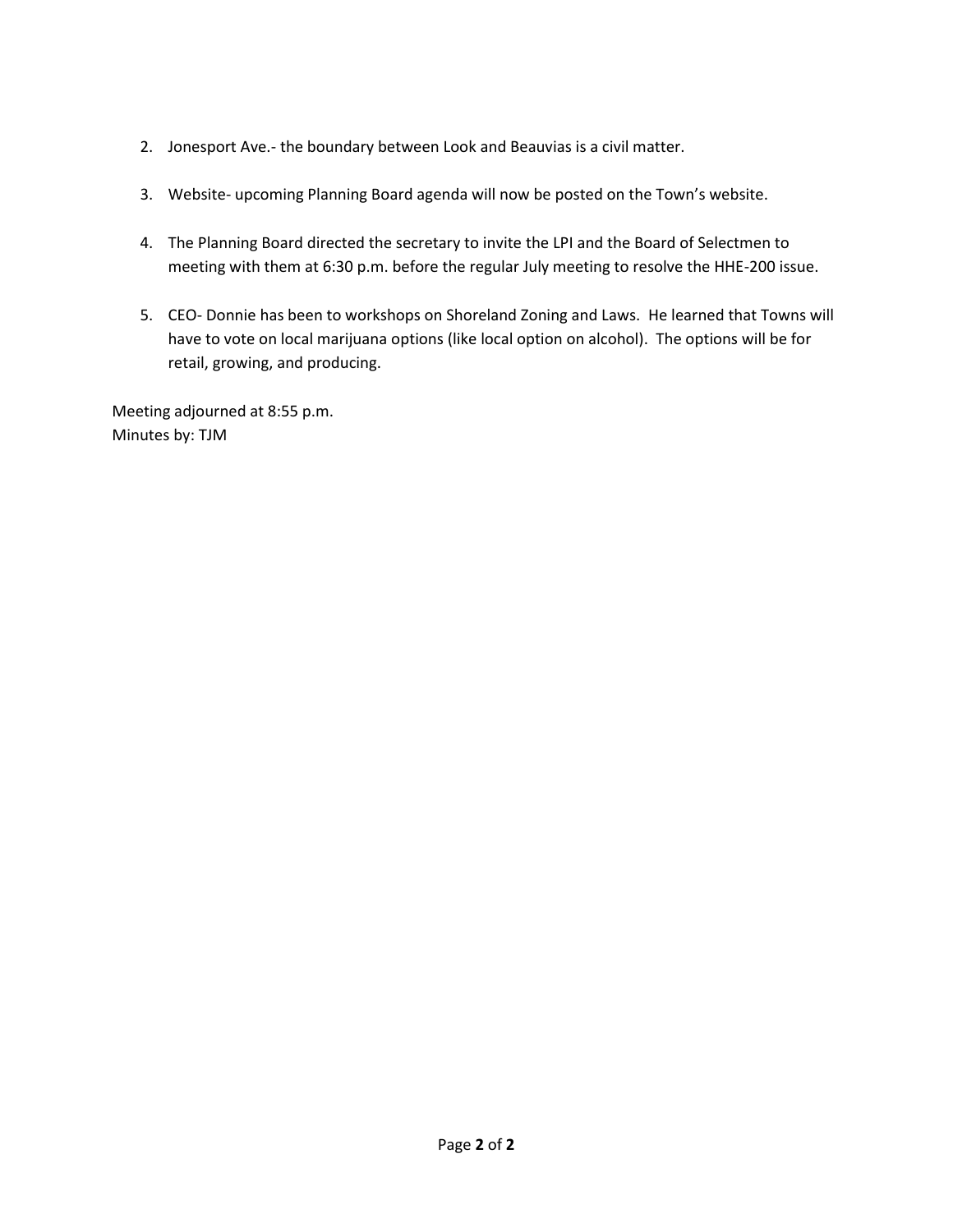2. Jonesport Ave.- the boundary between Look and Beauvias is a civil matter.

3. Website- upcoming Planning Board agenda will now be posted on the Town's website.

4. The Planning Board directed the secretary to invite the LPI and the Board of Selectmen to meeting with them at 6:30 p.m. before the regular July meeting to resolve the HHE-200 issue.

5. CEO- Donnie has been to workshops on Shoreland Zoning and Laws. He learned that Towns will have to vote on local marijuana options (like local option on alcohol). The options will be for retail, growing, and producing.

Meeting adjourned at 8:55 p.m.
Minutes by: TJM